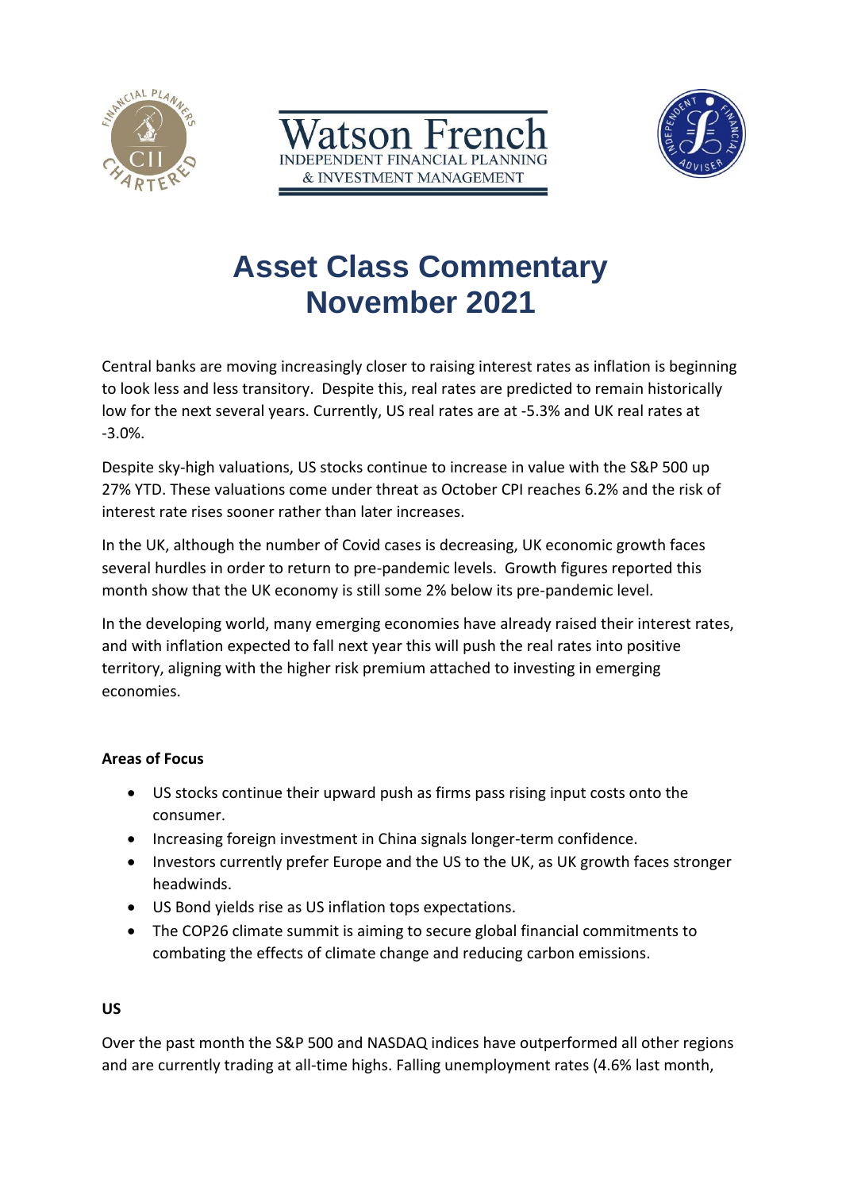Watson French
INDEPENDENT FINANCIAL PLANNING
& INVESTMENT MANAGEMENT

# Asset Class Commentary November 2021

Central banks are moving increasingly closer to raising interest rates as inflation is beginning to look less and less transitory. Despite this, real rates are predicted to remain historically low for the next several years. Currently, US real rates are at -5.3% and UK real rates at -3.0%.

Despite sky-high valuations, US stocks continue to increase in value with the S&P 500 up 27% YTD. These valuations come under threat as October CPI reaches 6.2% and the risk of interest rate rises sooner rather than later increases.

In the UK, although the number of Covid cases is decreasing, UK economic growth faces several hurdles in order to return to pre-pandemic levels. Growth figures reported this month show that the UK economy is still some 2% below its pre-pandemic level.

In the developing world, many emerging economies have already raised their interest rates, and with inflation expected to fall next year this will push the real rates into positive territory, aligning with the higher risk premium attached to investing in emerging economies.

**Areas of Focus**

- US stocks continue their upward push as firms pass rising input costs onto the consumer.
- Increasing foreign investment in China signals longer-term confidence.
- Investors currently prefer Europe and the US to the UK, as UK growth faces stronger headwinds.
- US Bond yields rise as US inflation tops expectations.
- The COP26 climate summit is aiming to secure global financial commitments to combating the effects of climate change and reducing carbon emissions.

**US**

Over the past month the S&P 500 and NASDAQ indices have outperformed all other regions and are currently trading at all-time highs. Falling unemployment rates (4.6% last month,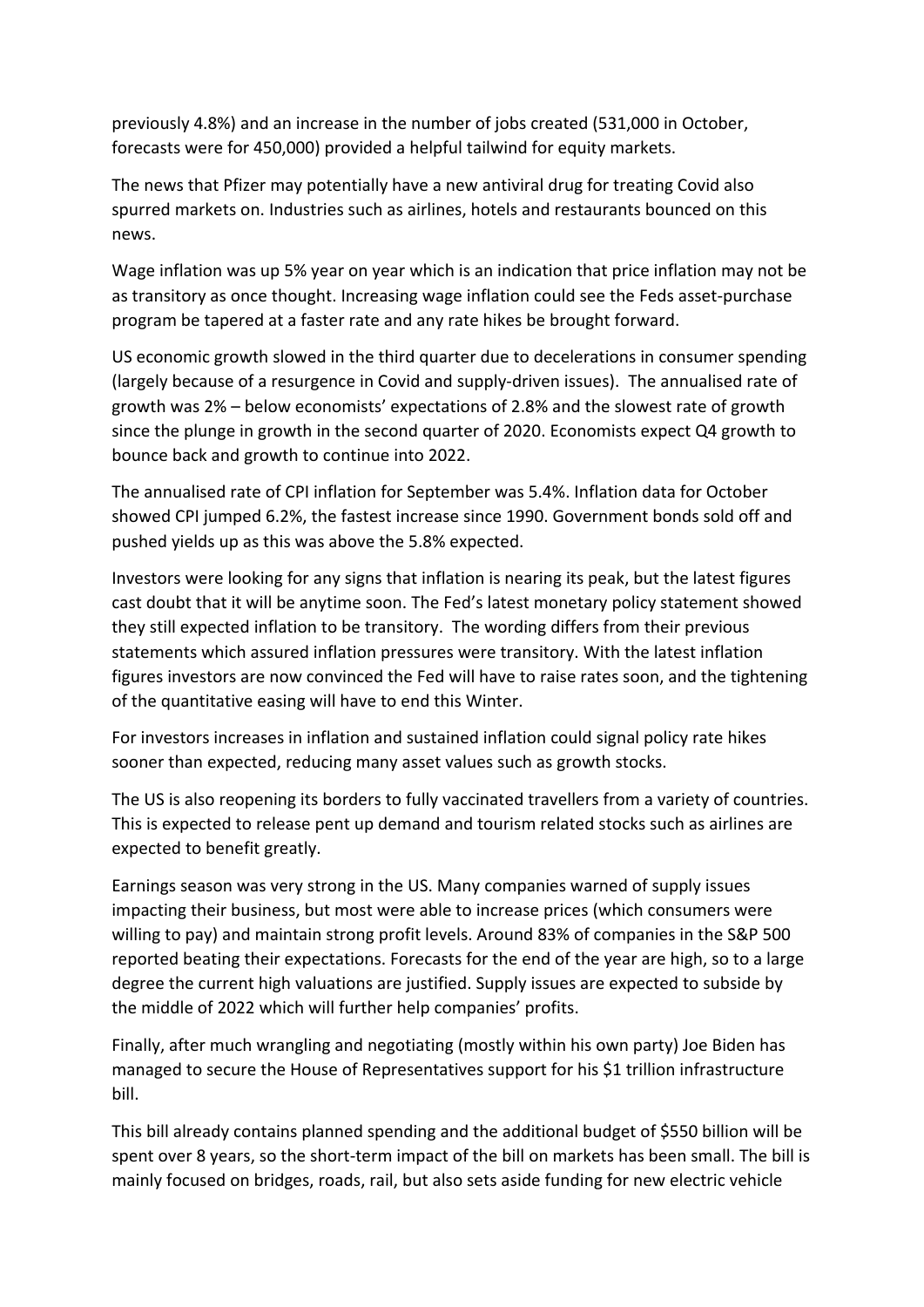previously 4.8%) and an increase in the number of jobs created (531,000 in October, forecasts were for 450,000) provided a helpful tailwind for equity markets.

The news that Pfizer may potentially have a new antiviral drug for treating Covid also spurred markets on. Industries such as airlines, hotels and restaurants bounced on this news.

Wage inflation was up 5% year on year which is an indication that price inflation may not be as transitory as once thought. Increasing wage inflation could see the Feds asset-purchase program be tapered at a faster rate and any rate hikes be brought forward.

US economic growth slowed in the third quarter due to decelerations in consumer spending (largely because of a resurgence in Covid and supply-driven issues). The annualised rate of growth was 2% – below economists' expectations of 2.8% and the slowest rate of growth since the plunge in growth in the second quarter of 2020. Economists expect Q4 growth to bounce back and growth to continue into 2022.

The annualised rate of CPI inflation for September was 5.4%. Inflation data for October showed CPI jumped 6.2%, the fastest increase since 1990. Government bonds sold off and pushed yields up as this was above the 5.8% expected.

Investors were looking for any signs that inflation is nearing its peak, but the latest figures cast doubt that it will be anytime soon. The Fed's latest monetary policy statement showed they still expected inflation to be transitory. The wording differs from their previous statements which assured inflation pressures were transitory. With the latest inflation figures investors are now convinced the Fed will have to raise rates soon, and the tightening of the quantitative easing will have to end this Winter.

For investors increases in inflation and sustained inflation could signal policy rate hikes sooner than expected, reducing many asset values such as growth stocks.

The US is also reopening its borders to fully vaccinated travellers from a variety of countries. This is expected to release pent up demand and tourism related stocks such as airlines are expected to benefit greatly.

Earnings season was very strong in the US. Many companies warned of supply issues impacting their business, but most were able to increase prices (which consumers were willing to pay) and maintain strong profit levels. Around 83% of companies in the S&P 500 reported beating their expectations. Forecasts for the end of the year are high, so to a large degree the current high valuations are justified. Supply issues are expected to subside by the middle of 2022 which will further help companies' profits.

Finally, after much wrangling and negotiating (mostly within his own party) Joe Biden has managed to secure the House of Representatives support for his $1 trillion infrastructure bill.

This bill already contains planned spending and the additional budget of $550 billion will be spent over 8 years, so the short-term impact of the bill on markets has been small. The bill is mainly focused on bridges, roads, rail, but also sets aside funding for new electric vehicle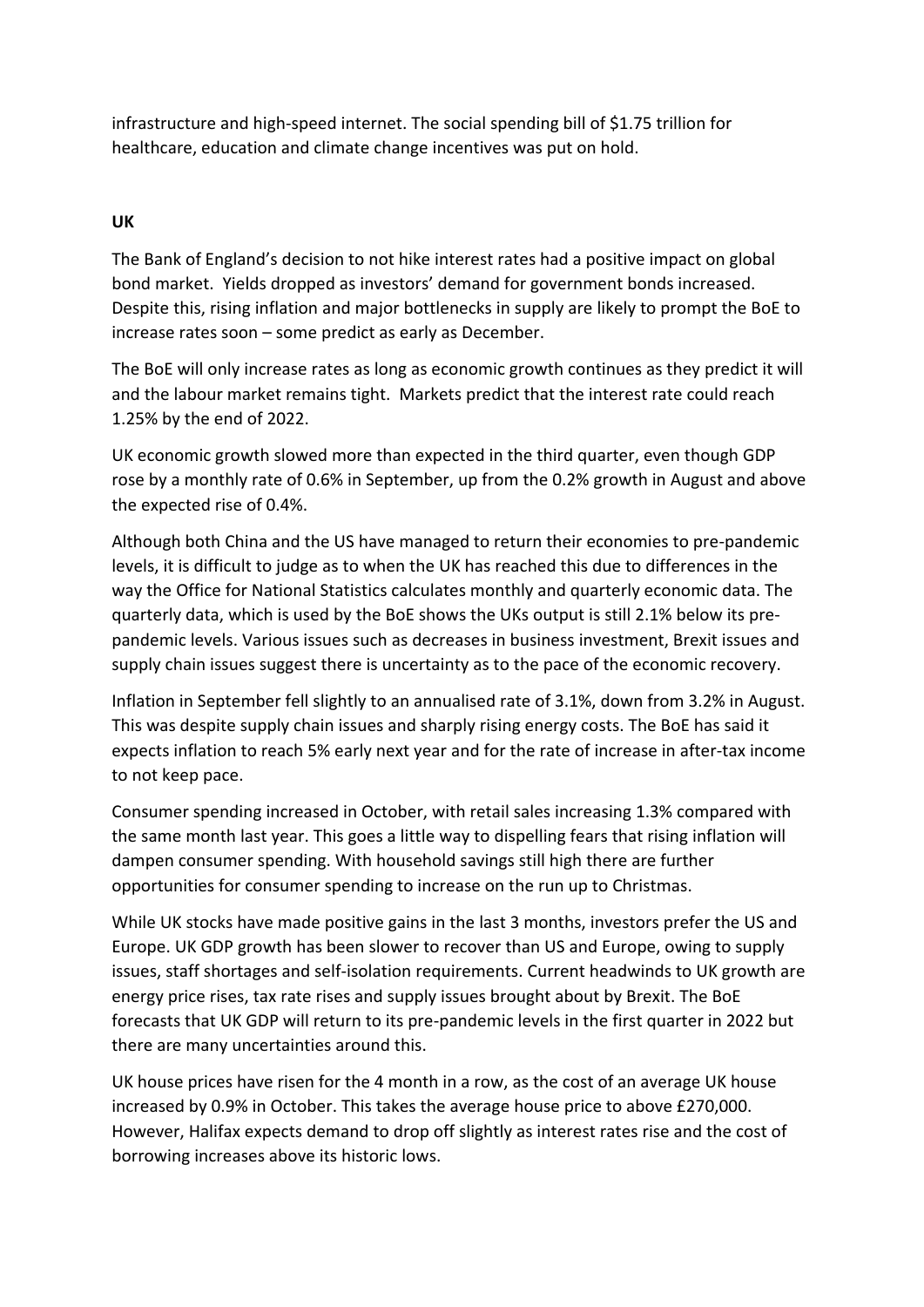infrastructure and high-speed internet. The social spending bill of $1.75 trillion for healthcare, education and climate change incentives was put on hold.

**UK**

The Bank of England's decision to not hike interest rates had a positive impact on global bond market. Yields dropped as investors' demand for government bonds increased. Despite this, rising inflation and major bottlenecks in supply are likely to prompt the BoE to increase rates soon – some predict as early as December.

The BoE will only increase rates as long as economic growth continues as they predict it will and the labour market remains tight. Markets predict that the interest rate could reach 1.25% by the end of 2022.

UK economic growth slowed more than expected in the third quarter, even though GDP rose by a monthly rate of 0.6% in September, up from the 0.2% growth in August and above the expected rise of 0.4%.

Although both China and the US have managed to return their economies to pre-pandemic levels, it is difficult to judge as to when the UK has reached this due to differences in the way the Office for National Statistics calculates monthly and quarterly economic data. The quarterly data, which is used by the BoE shows the UKs output is still 2.1% below its pre-pandemic levels. Various issues such as decreases in business investment, Brexit issues and supply chain issues suggest there is uncertainty as to the pace of the economic recovery.

Inflation in September fell slightly to an annualised rate of 3.1%, down from 3.2% in August. This was despite supply chain issues and sharply rising energy costs. The BoE has said it expects inflation to reach 5% early next year and for the rate of increase in after-tax income to not keep pace.

Consumer spending increased in October, with retail sales increasing 1.3% compared with the same month last year. This goes a little way to dispelling fears that rising inflation will dampen consumer spending. With household savings still high there are further opportunities for consumer spending to increase on the run up to Christmas.

While UK stocks have made positive gains in the last 3 months, investors prefer the US and Europe. UK GDP growth has been slower to recover than US and Europe, owing to supply issues, staff shortages and self-isolation requirements. Current headwinds to UK growth are energy price rises, tax rate rises and supply issues brought about by Brexit. The BoE forecasts that UK GDP will return to its pre-pandemic levels in the first quarter in 2022 but there are many uncertainties around this.

UK house prices have risen for the 4 month in a row, as the cost of an average UK house increased by 0.9% in October. This takes the average house price to above £270,000. However, Halifax expects demand to drop off slightly as interest rates rise and the cost of borrowing increases above its historic lows.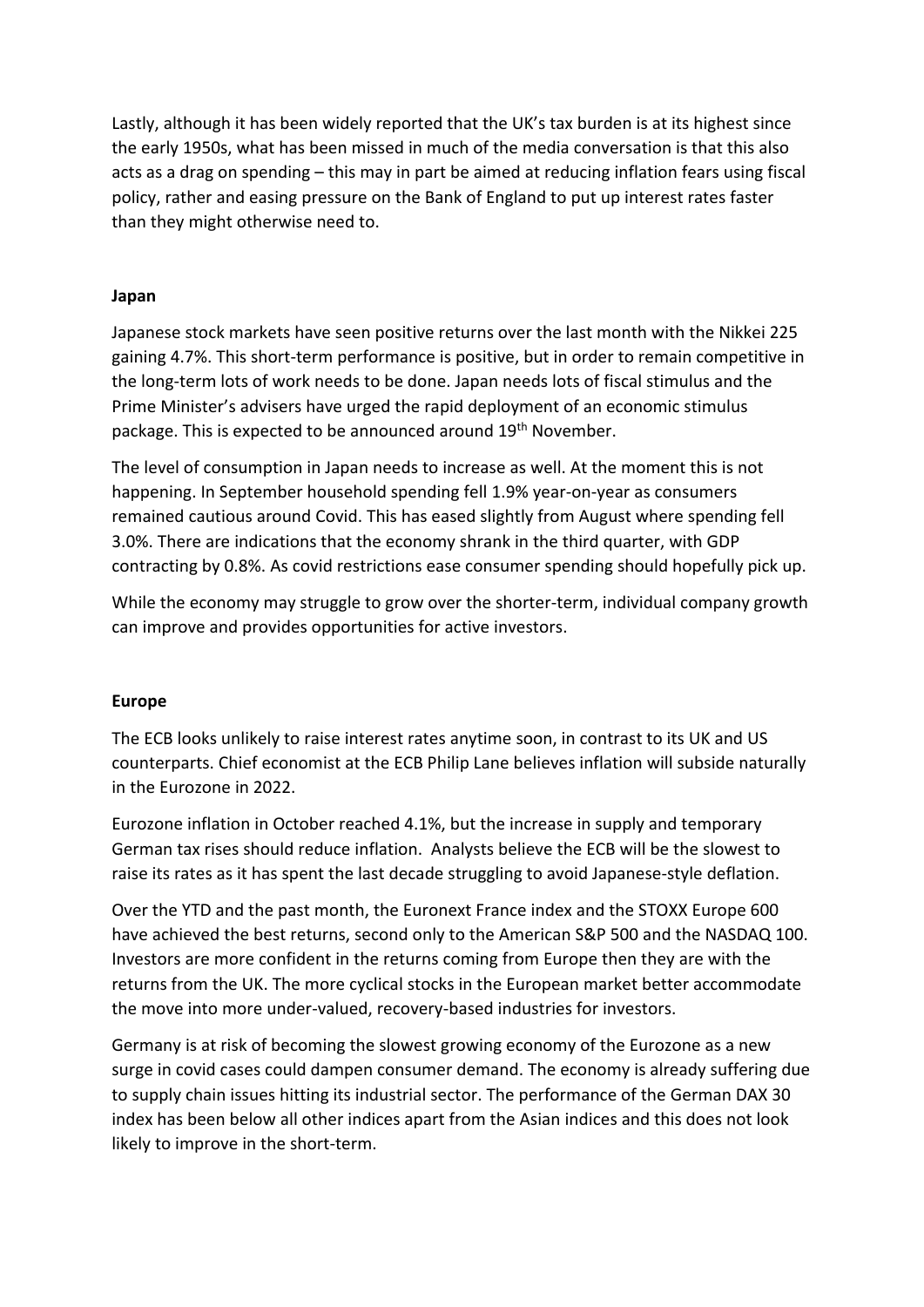Lastly, although it has been widely reported that the UK's tax burden is at its highest since the early 1950s, what has been missed in much of the media conversation is that this also acts as a drag on spending – this may in part be aimed at reducing inflation fears using fiscal policy, rather and easing pressure on the Bank of England to put up interest rates faster than they might otherwise need to.

**Japan**

Japanese stock markets have seen positive returns over the last month with the Nikkei 225 gaining 4.7%. This short-term performance is positive, but in order to remain competitive in the long-term lots of work needs to be done. Japan needs lots of fiscal stimulus and the Prime Minister's advisers have urged the rapid deployment of an economic stimulus package. This is expected to be announced around 19th November.

The level of consumption in Japan needs to increase as well. At the moment this is not happening. In September household spending fell 1.9% year-on-year as consumers remained cautious around Covid. This has eased slightly from August where spending fell 3.0%. There are indications that the economy shrank in the third quarter, with GDP contracting by 0.8%. As covid restrictions ease consumer spending should hopefully pick up.

While the economy may struggle to grow over the shorter-term, individual company growth can improve and provides opportunities for active investors.

**Europe**

The ECB looks unlikely to raise interest rates anytime soon, in contrast to its UK and US counterparts. Chief economist at the ECB Philip Lane believes inflation will subside naturally in the Eurozone in 2022.

Eurozone inflation in October reached 4.1%, but the increase in supply and temporary German tax rises should reduce inflation. Analysts believe the ECB will be the slowest to raise its rates as it has spent the last decade struggling to avoid Japanese-style deflation.

Over the YTD and the past month, the Euronext France index and the STOXX Europe 600 have achieved the best returns, second only to the American S&P 500 and the NASDAQ 100. Investors are more confident in the returns coming from Europe then they are with the returns from the UK. The more cyclical stocks in the European market better accommodate the move into more under-valued, recovery-based industries for investors.

Germany is at risk of becoming the slowest growing economy of the Eurozone as a new surge in covid cases could dampen consumer demand. The economy is already suffering due to supply chain issues hitting its industrial sector. The performance of the German DAX 30 index has been below all other indices apart from the Asian indices and this does not look likely to improve in the short-term.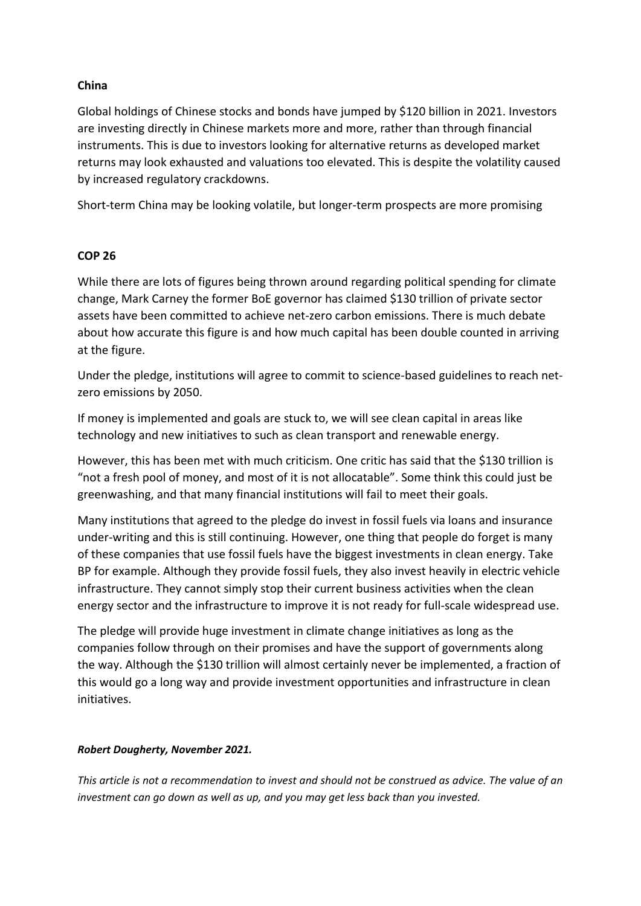**China**

Global holdings of Chinese stocks and bonds have jumped by $120 billion in 2021. Investors are investing directly in Chinese markets more and more, rather than through financial instruments. This is due to investors looking for alternative returns as developed market returns may look exhausted and valuations too elevated. This is despite the volatility caused by increased regulatory crackdowns.

Short-term China may be looking volatile, but longer-term prospects are more promising

**COP 26**

While there are lots of figures being thrown around regarding political spending for climate change, Mark Carney the former BoE governor has claimed $130 trillion of private sector assets have been committed to achieve net-zero carbon emissions. There is much debate about how accurate this figure is and how much capital has been double counted in arriving at the figure.

Under the pledge, institutions will agree to commit to science-based guidelines to reach net-zero emissions by 2050.

If money is implemented and goals are stuck to, we will see clean capital in areas like technology and new initiatives to such as clean transport and renewable energy.

However, this has been met with much criticism. One critic has said that the $130 trillion is "not a fresh pool of money, and most of it is not allocatable". Some think this could just be greenwashing, and that many financial institutions will fail to meet their goals.

Many institutions that agreed to the pledge do invest in fossil fuels via loans and insurance under-writing and this is still continuing. However, one thing that people do forget is many of these companies that use fossil fuels have the biggest investments in clean energy. Take BP for example. Although they provide fossil fuels, they also invest heavily in electric vehicle infrastructure. They cannot simply stop their current business activities when the clean energy sector and the infrastructure to improve it is not ready for full-scale widespread use.

The pledge will provide huge investment in climate change initiatives as long as the companies follow through on their promises and have the support of governments along the way. Although the $130 trillion will almost certainly never be implemented, a fraction of this would go a long way and provide investment opportunities and infrastructure in clean initiatives.

***Robert Dougherty, November 2021.***

*This article is not a recommendation to invest and should not be construed as advice. The value of an investment can go down as well as up, and you may get less back than you invested.*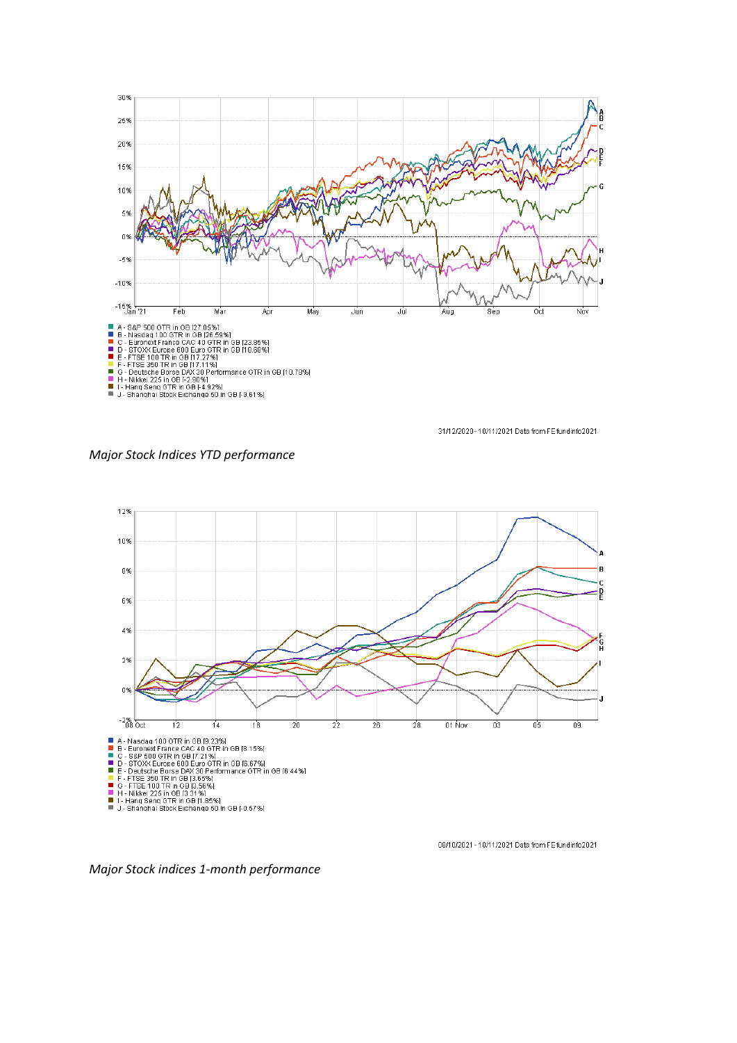30%
25%
20%
15%
10%
5%
0%
-5%
-10%
-15%

Jan '21 Feb Mar Apr May Jun Jul Aug Sep Oct Nov

A
B
C
D
E
F
G
H
I
J

A - S&P 500 GTR in GB [27.05%]
B - Nasdaq 100 GTR in GB [26.59%]
C - Euronext France CAC 40 GTR in GB [23.85%]
D - STOXX Europe 600 Euro GTR in GB [18.68%]
E - FTSE 100 TR in GB [17.27%]
F - FTSE 350 TR in GB [17.11%]
G - Deutsche Borse DAX 30 Performance GTR in GB [10.79%]
H - Nikkei 225 in GB [-2.90%]
I - Hang Seng GTR in GB [-4.92%]
J - Shanghai Stock Exchange 50 in GB [-9.61%]

31/12/2020 - 10/11/2021 Data from FE fundinfo2021

*Major Stock Indices YTD performance*

12%
10%
8%
6%
4%
2%
0%
-2%

08 Oct 12 14 18 20 22 26 28 01 Nov 03 05 09

A
B
C
D
E
F
G
H
I
J

A - Nasdaq 100 GTR in GB [9.23%]
B - Euronext France CAC 40 GTR in GB [8.15%]
C - S&P 500 GTR in GB [7.21%]
D - STOXX Europe 600 Euro GTR in GB [6.67%]
E - Deutsche Borse DAX 30 Performance GTR in GB [6.44%]
F - FTSE 350 TR in GB [3.65%]
G - FTSE 100 TR in GB [3.56%]
H - Nikkei 225 in GB [3.31%]
I - Hang Seng GTR in GB [1.85%]
J - Shanghai Stock Exchange 50 in GB [-0.57%]

08/10/2021 - 10/11/2021 Data from FE fundinfo2021

*Major Stock indices 1-month performance*